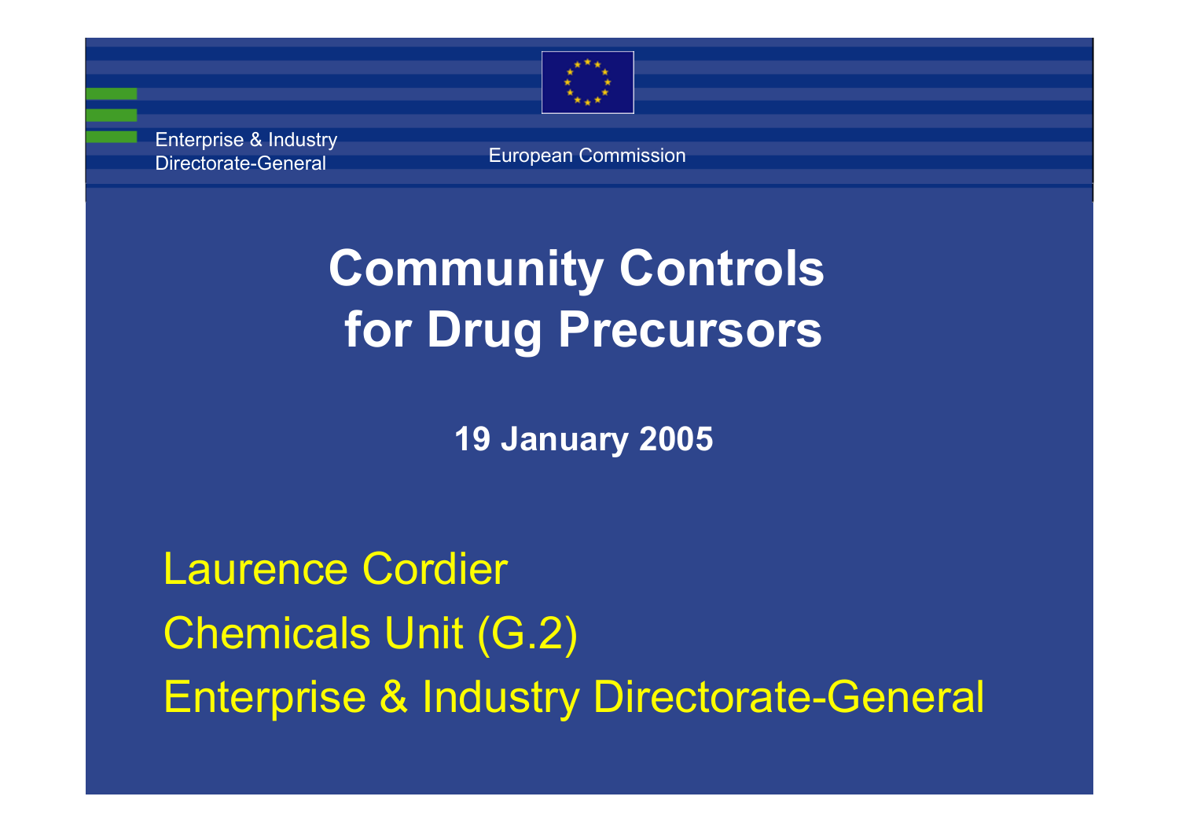Enterprise & Industry Directorate-General

European Commission

# Community Controls for Drug Precursors

**19 January 2005**

Laurence Cordier

Chemicals Unit (G.2)

Enterprise & Industry Directorate-General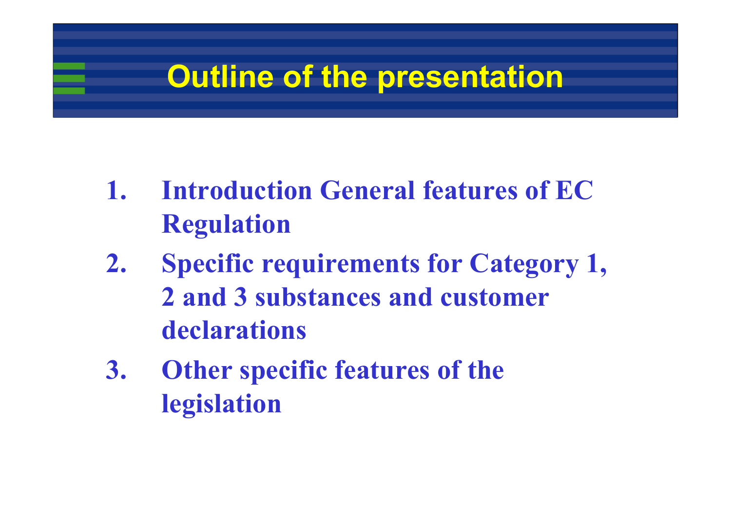# Outline of the presentation

1. **Introduction General features of EC Regulation**
2. **Specific requirements for Category 1, 2 and 3 substances and customer declarations**
3. **Other specific features of the legislation**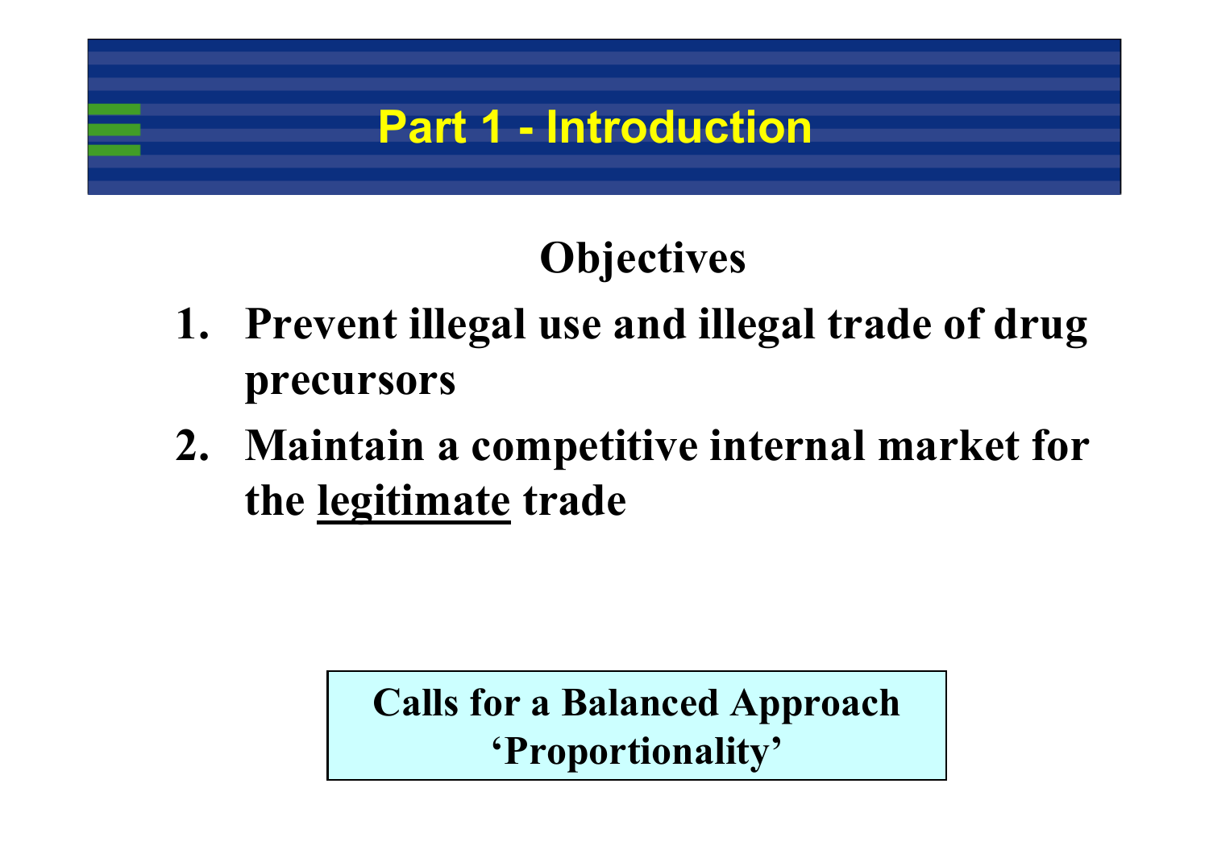# Part 1 - Introduction

## Objectives

1. **Prevent illegal use and illegal trade of drug precursors**
2. **Maintain a competitive internal market for the <u>legitimate</u> trade**

**Calls for a Balanced Approach**
**'Proportionality'**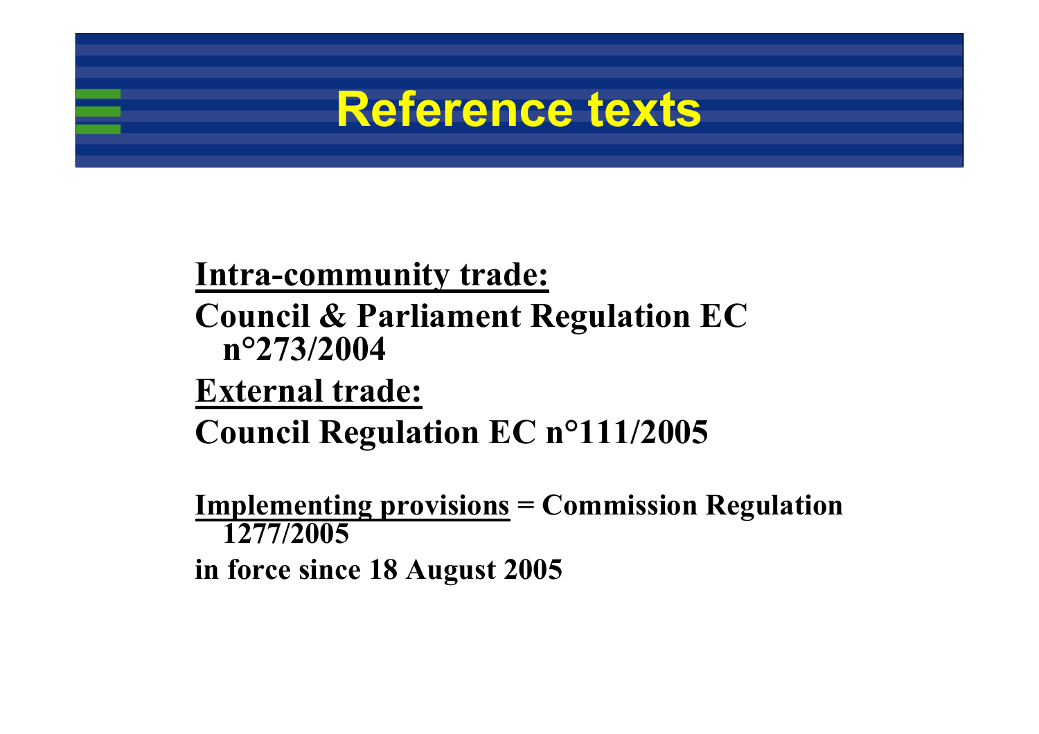# Reference texts

**Intra-community trade:**

**Council & Parliament Regulation EC n°273/2004**

**External trade:**

**Council Regulation EC n°111/2005**

**Implementing provisions = Commission Regulation 1277/2005**

**in force since 18 August 2005**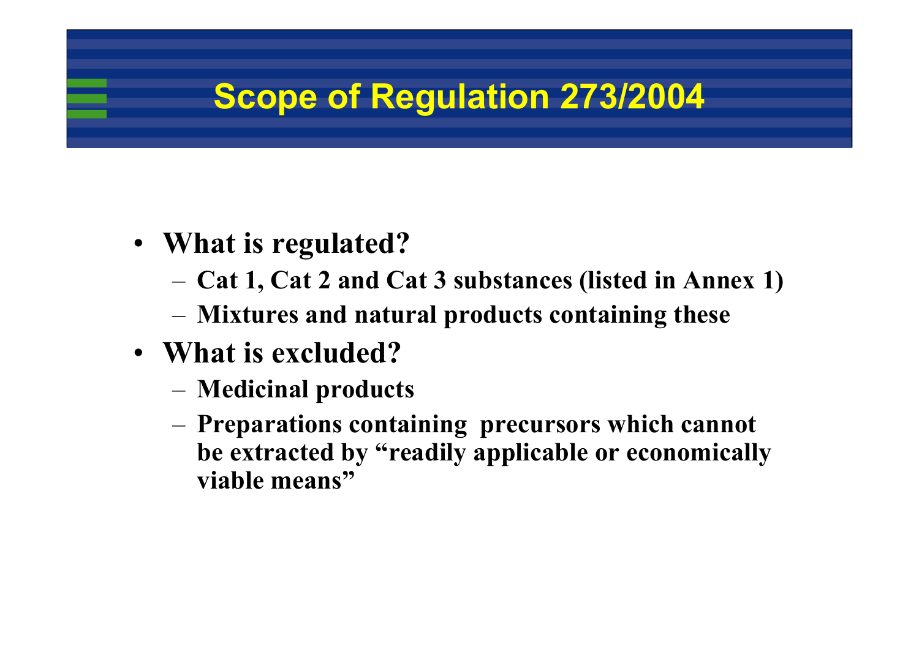# Scope of Regulation 273/2004

- **What is regulated?**
  - **Cat 1, Cat 2 and Cat 3 substances (listed in Annex 1)**
  - **Mixtures and natural products containing these**
- **What is excluded?**
  - **Medicinal products**
  - **Preparations containing precursors which cannot be extracted by "readily applicable or economically viable means"**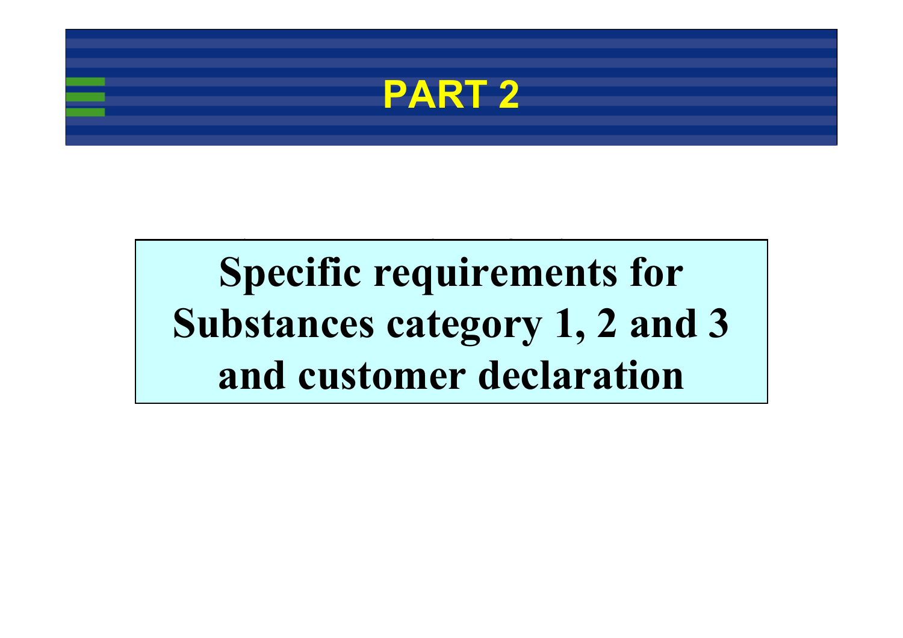# PART 2

## Specific requirements for Substances category 1, 2 and 3 and customer declaration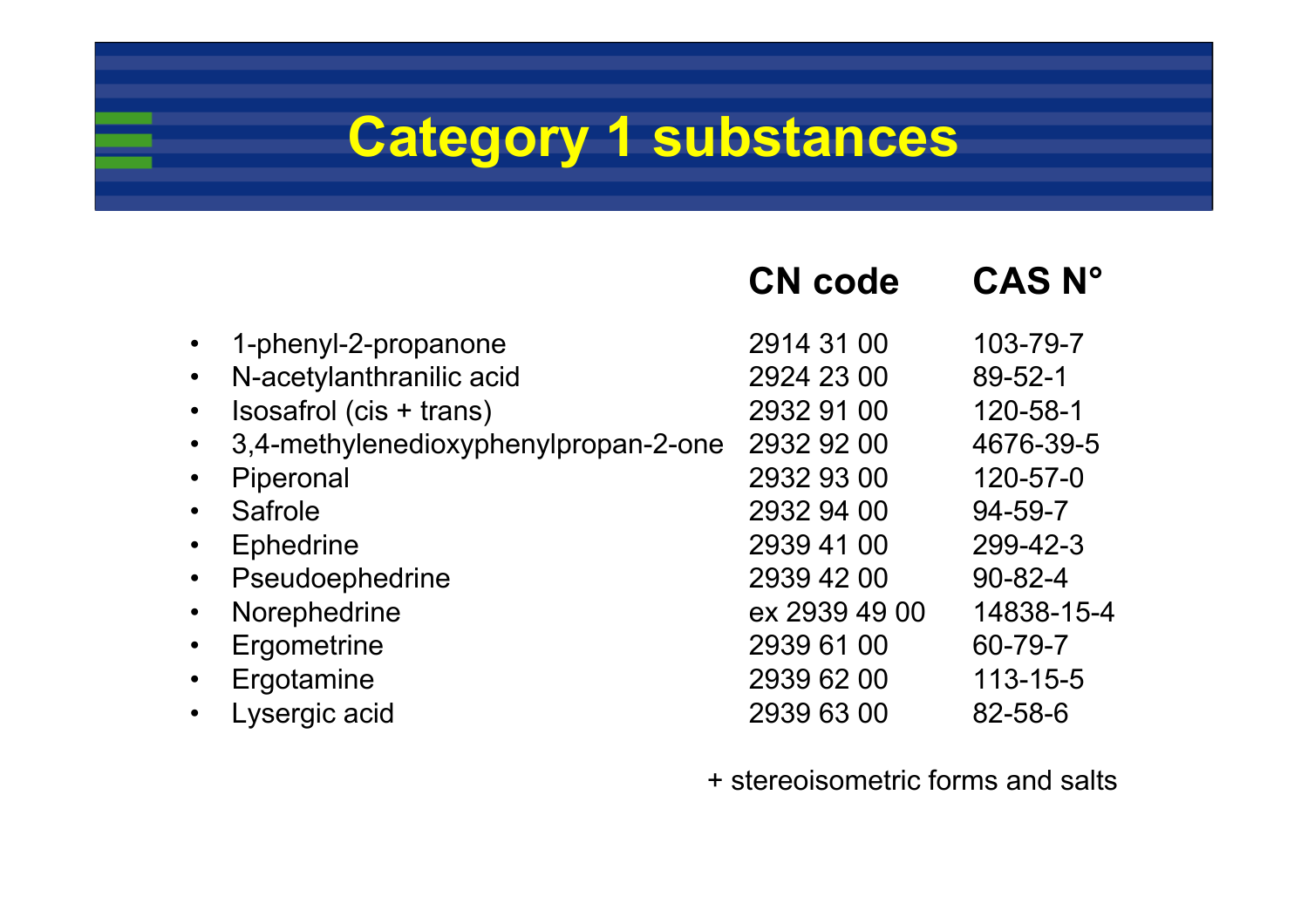# Category 1 substances

| | CN code | CAS N° |
|---|---|---|
| 1-phenyl-2-propanone | 2914 31 00 | 103-79-7 |
| N-acetylanthranilic acid | 2924 23 00 | 89-52-1 |
| Isosafrol (cis + trans) | 2932 91 00 | 120-58-1 |
| 3,4-methylenedioxyphenylpropan-2-one | 2932 92 00 | 4676-39-5 |
| Piperonal | 2932 93 00 | 120-57-0 |
| Safrole | 2932 94 00 | 94-59-7 |
| Ephedrine | 2939 41 00 | 299-42-3 |
| Pseudoephedrine | 2939 42 00 | 90-82-4 |
| Norephedrine | ex 2939 49 00 | 14838-15-4 |
| Ergometrine | 2939 61 00 | 60-79-7 |
| Ergotamine | 2939 62 00 | 113-15-5 |
| Lysergic acid | 2939 63 00 | 82-58-6 |

+ stereoisometric forms and salts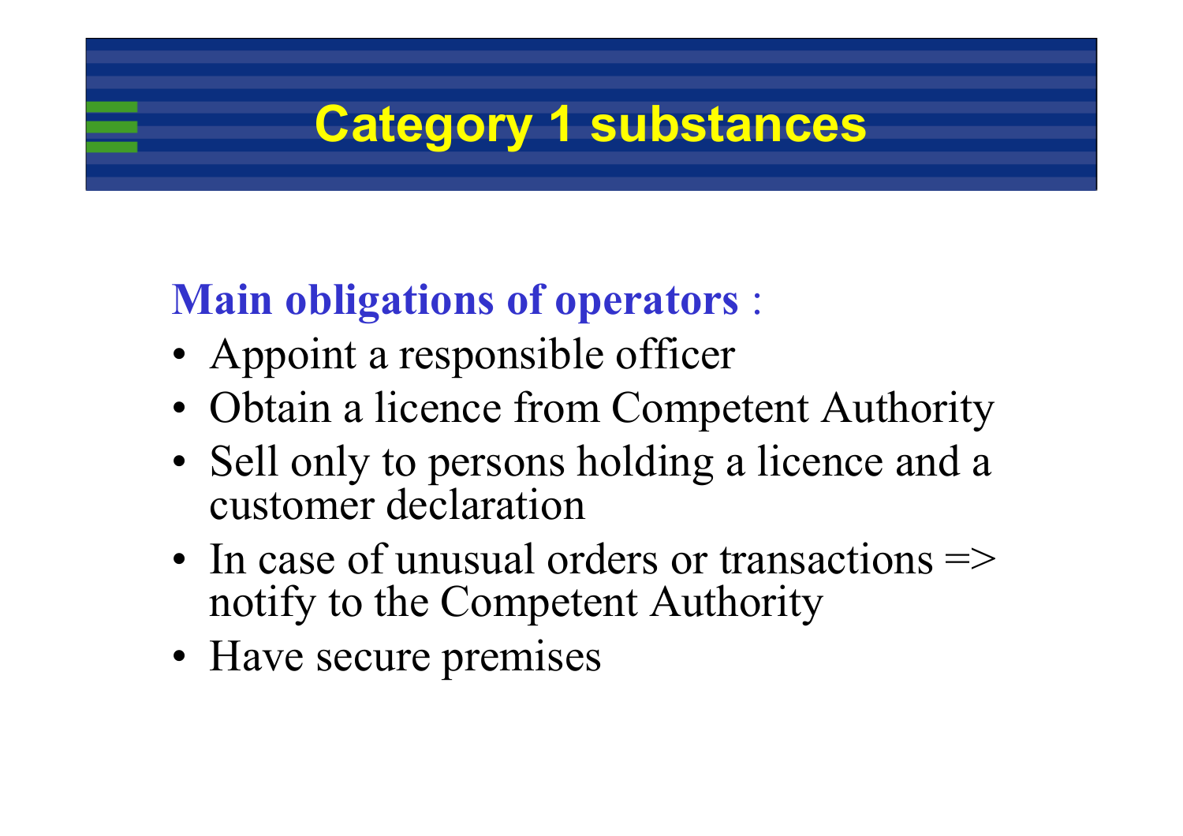# Category 1 substances

**Main obligations of operators** :

- Appoint a responsible officer
- Obtain a licence from Competent Authority
- Sell only to persons holding a licence and a customer declaration
- In case of unusual orders or transactions => notify to the Competent Authority
- Have secure premises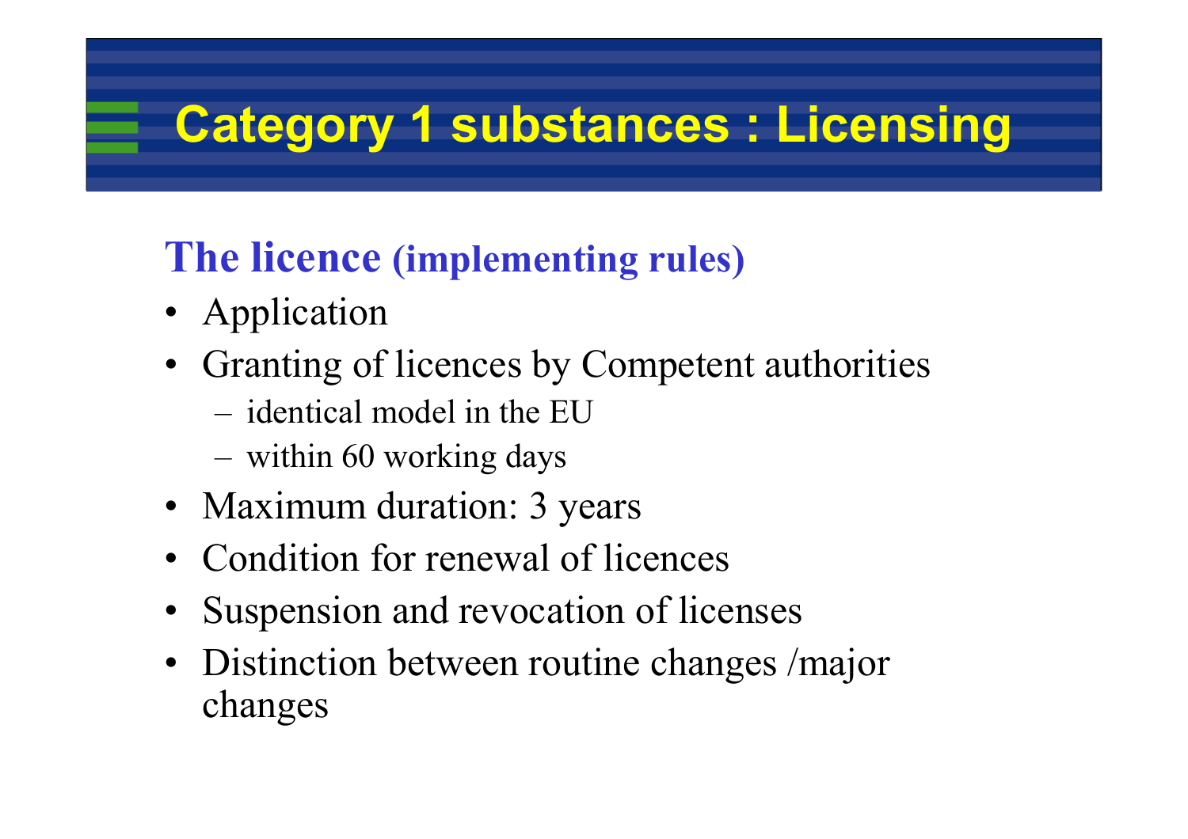# Category 1 substances : Licensing

## The licence (implementing rules)

- Application
- Granting of licences by Competent authorities
  - identical model in the EU
  - within 60 working days
- Maximum duration: 3 years
- Condition for renewal of licences
- Suspension and revocation of licenses
- Distinction between routine changes /major changes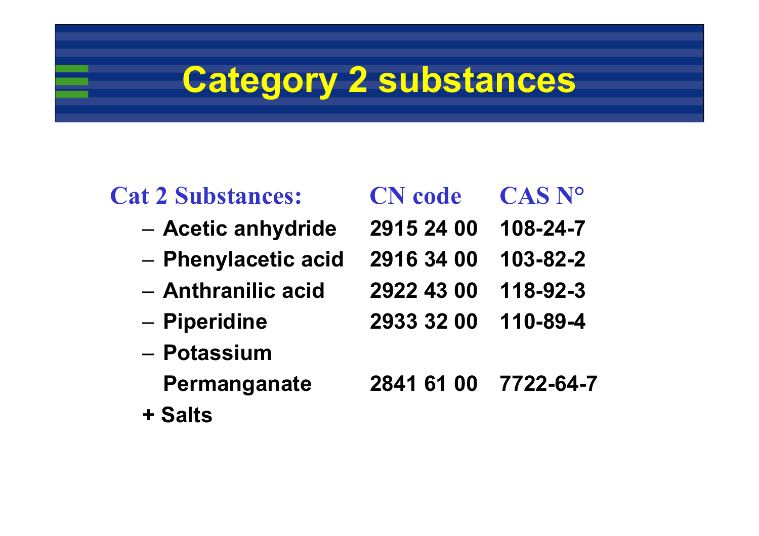# Category 2 substances

| Cat 2 Substances: | CN code | CAS N° |
|---|---|---|
| – Acetic anhydride | 2915 24 00 | 108-24-7 |
| – Phenylacetic acid | 2916 34 00 | 103-82-2 |
| – Anthranilic acid | 2922 43 00 | 118-92-3 |
| – Piperidine | 2933 32 00 | 110-89-4 |
| – Potassium Permanganate | 2841 61 00 | 7722-64-7 |
| + Salts | | |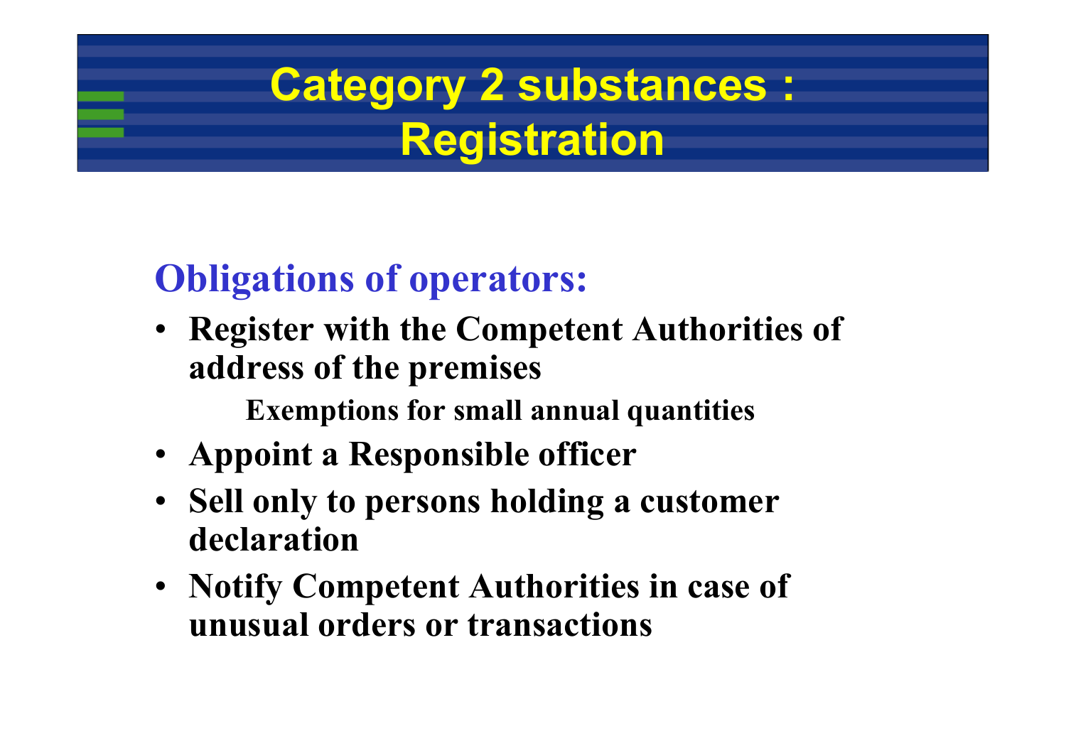# Category 2 substances : Registration

## Obligations of operators:

- **Register with the Competent Authorities of address of the premises**

  **Exemptions for small annual quantities**

- **Appoint a Responsible officer**
- **Sell only to persons holding a customer declaration**
- **Notify Competent Authorities in case of unusual orders or transactions**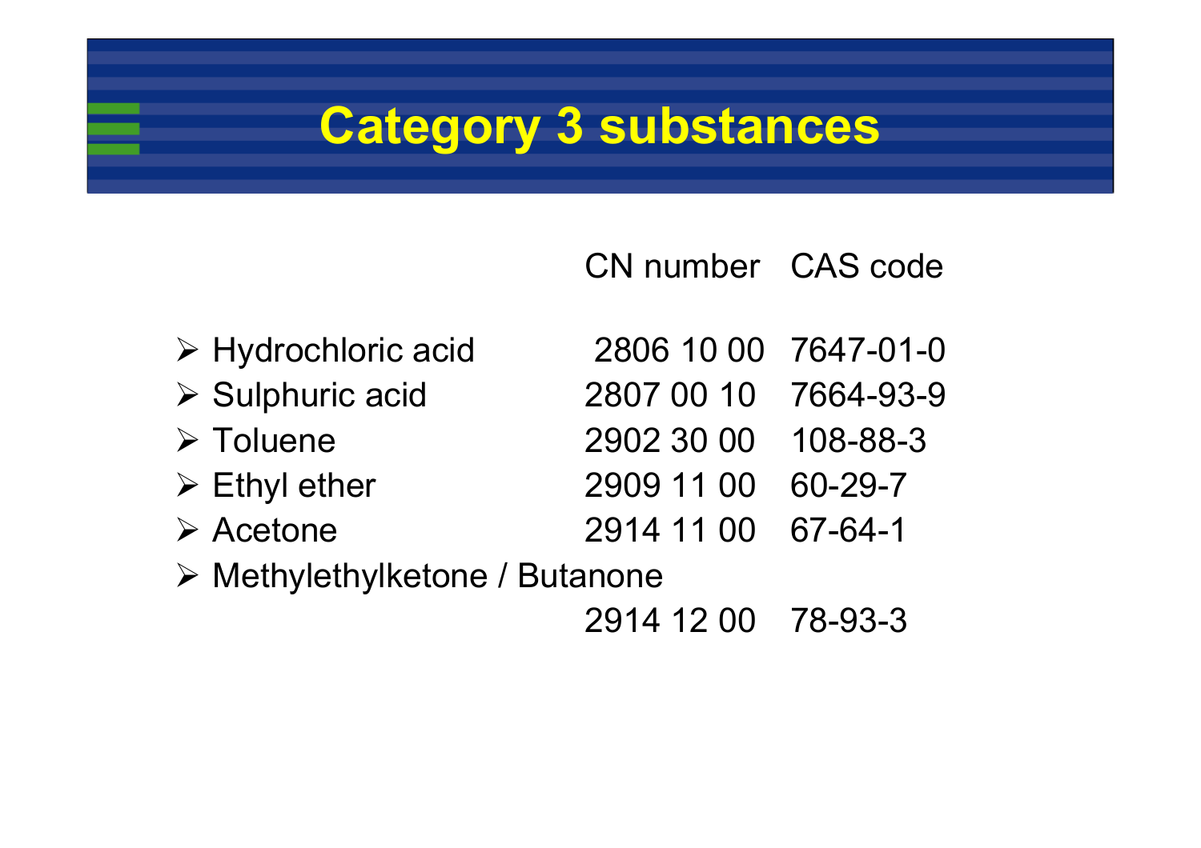# Category 3 substances

| | CN number | CAS code |
|---|---|---|
| Hydrochloric acid | 2806 10 00 | 7647-01-0 |
| Sulphuric acid | 2807 00 10 | 7664-93-9 |
| Toluene | 2902 30 00 | 108-88-3 |
| Ethyl ether | 2909 11 00 | 60-29-7 |
| Acetone | 2914 11 00 | 67-64-1 |
| Methylethylketone / Butanone | 2914 12 00 | 78-93-3 |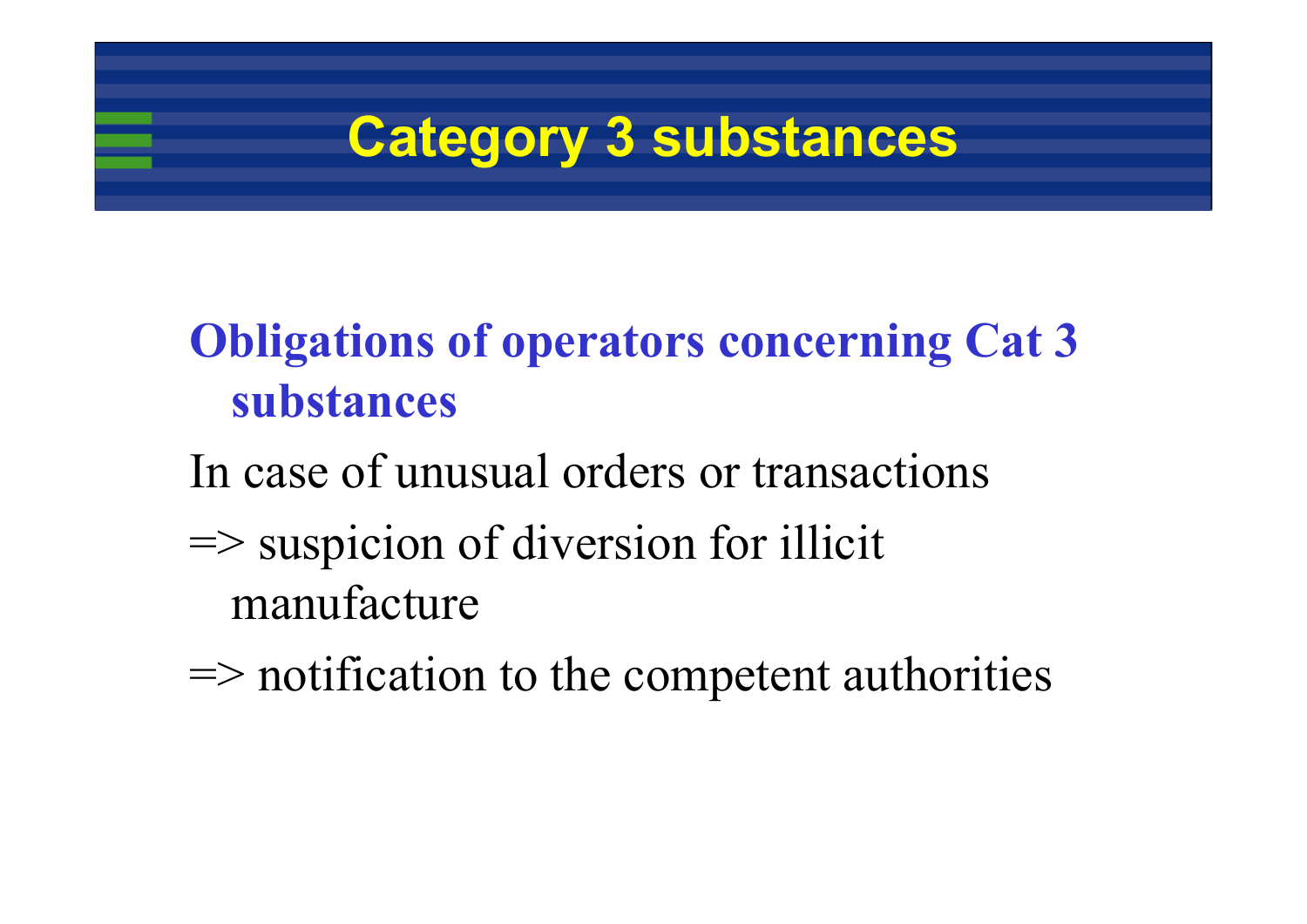# Category 3 substances

**Obligations of operators concerning Cat 3 substances**

In case of unusual orders or transactions

=> suspicion of diversion for illicit manufacture

=> notification to the competent authorities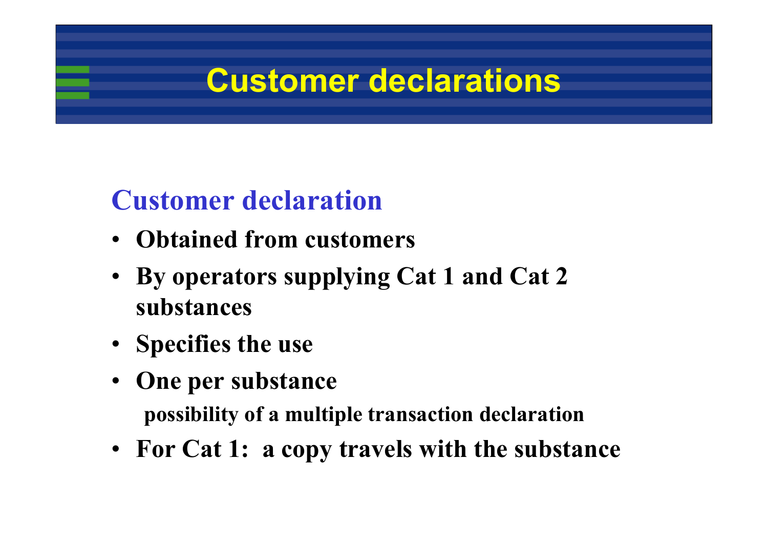# Customer declarations

## Customer declaration

- **Obtained from customers**
- **By operators supplying Cat 1 and Cat 2 substances**
- **Specifies the use**
- **One per substance**

  **possibility of a multiple transaction declaration**
- **For Cat 1: a copy travels with the substance**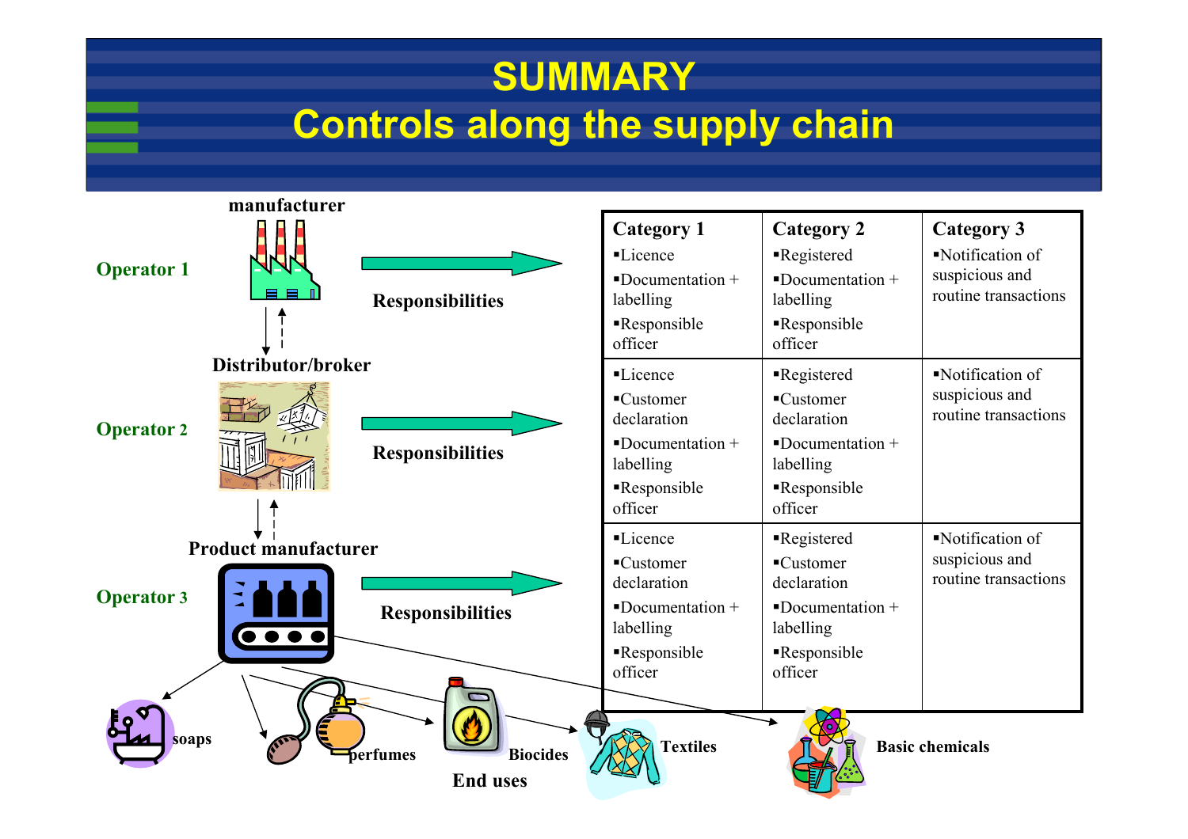# SUMMARY
# Controls along the supply chain

**manufacturer**

**Operator 1** → **Responsibilities**

**Distributor/broker**

**Operator 2** → **Responsibilities**

**Product manufacturer**

**Operator 3** → **Responsibilities**

| **Category 1** | **Category 2** | **Category 3** |
|---|---|---|
| ▪Licence<br>▪Documentation + labelling<br>▪Responsible officer | ▪Registered<br>▪Documentation + labelling<br>▪Responsible officer | ▪Notification of suspicious and routine transactions |
| ▪Licence<br>▪Customer declaration<br>▪Documentation + labelling<br>▪Responsible officer | ▪Registered<br>▪Customer declaration<br>▪Documentation + labelling<br>▪Responsible officer | ▪Notification of suspicious and routine transactions |
| ▪Licence<br>▪Customer declaration<br>▪Documentation + labelling<br>▪Responsible officer | ▪Registered<br>▪Customer declaration<br>▪Documentation + labelling<br>▪Responsible officer | ▪Notification of suspicious and routine transactions |

**End uses**: soaps, perfumes, Biocides, Textiles, Basic chemicals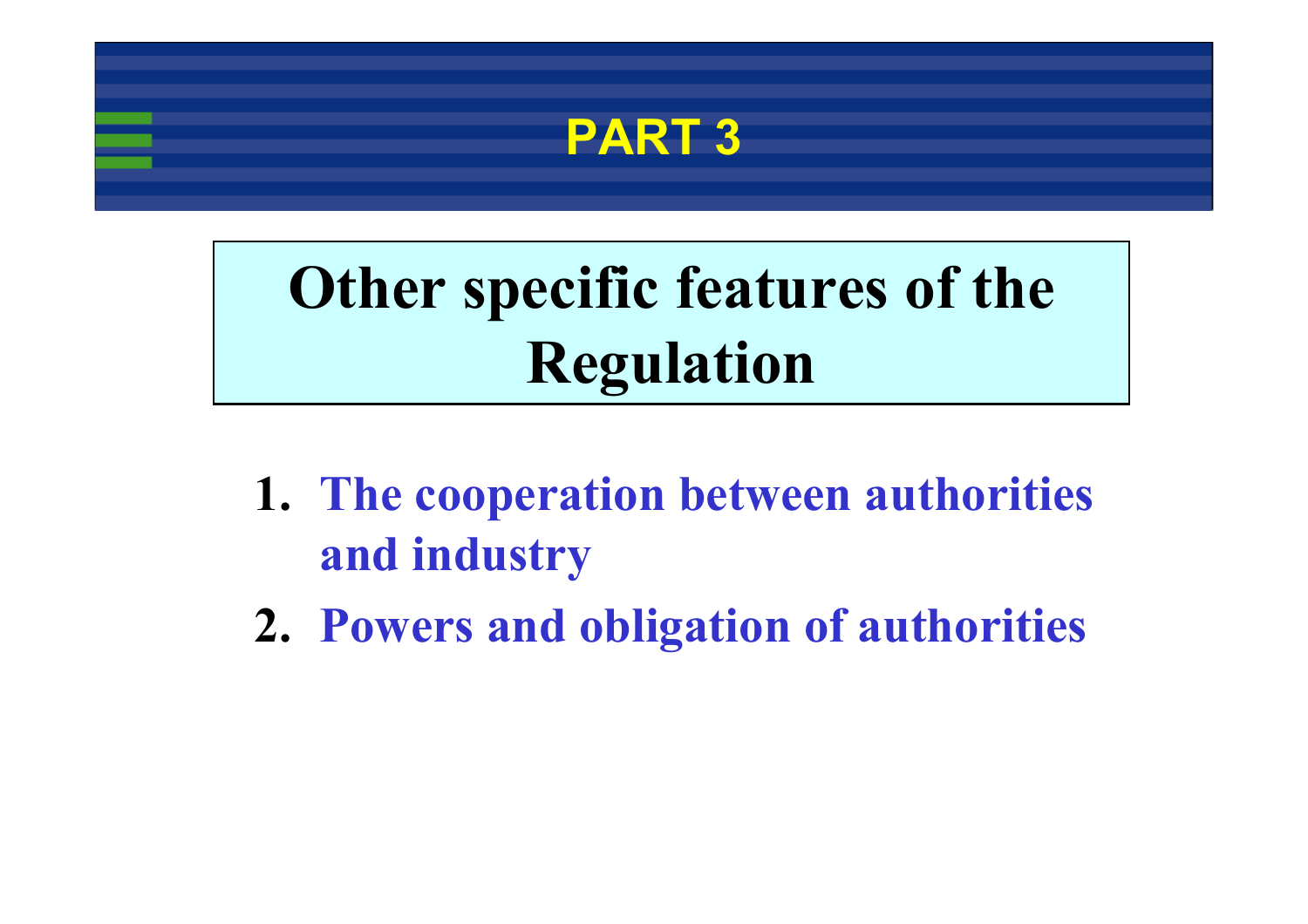# PART 3

## Other specific features of the Regulation

1. **The cooperation between authorities and industry**
2. **Powers and obligation of authorities**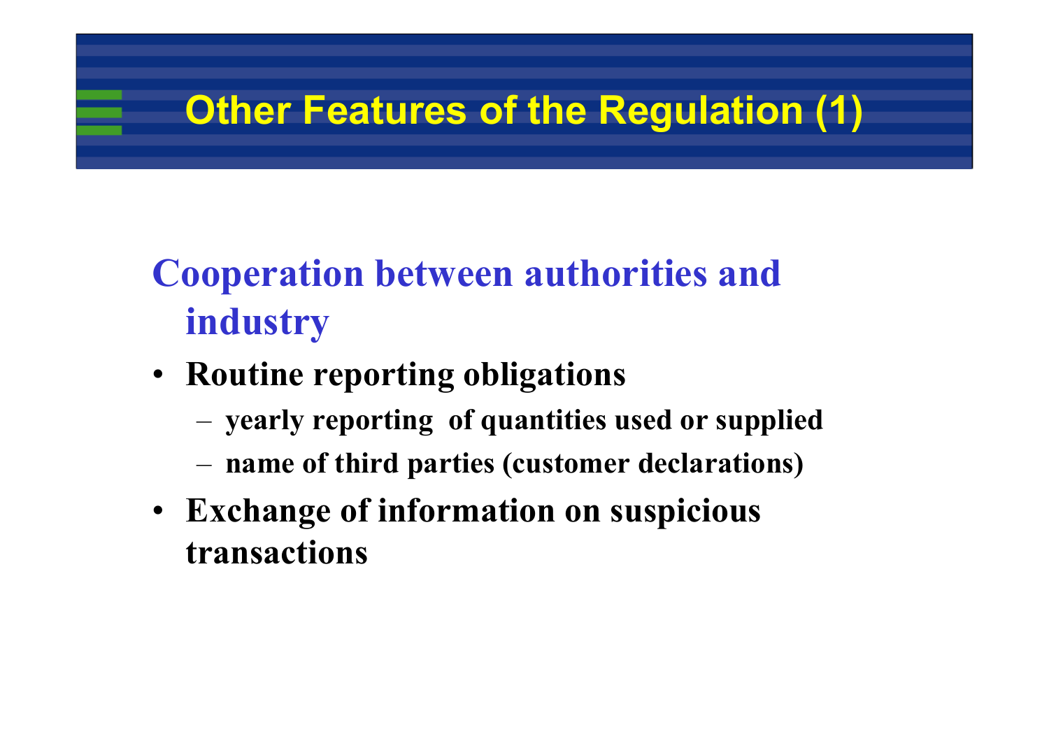# Other Features of the Regulation (1)

## Cooperation between authorities and industry

- **Routine reporting obligations**
  - **yearly reporting of quantities used or supplied**
  - **name of third parties (customer declarations)**
- **Exchange of information on suspicious transactions**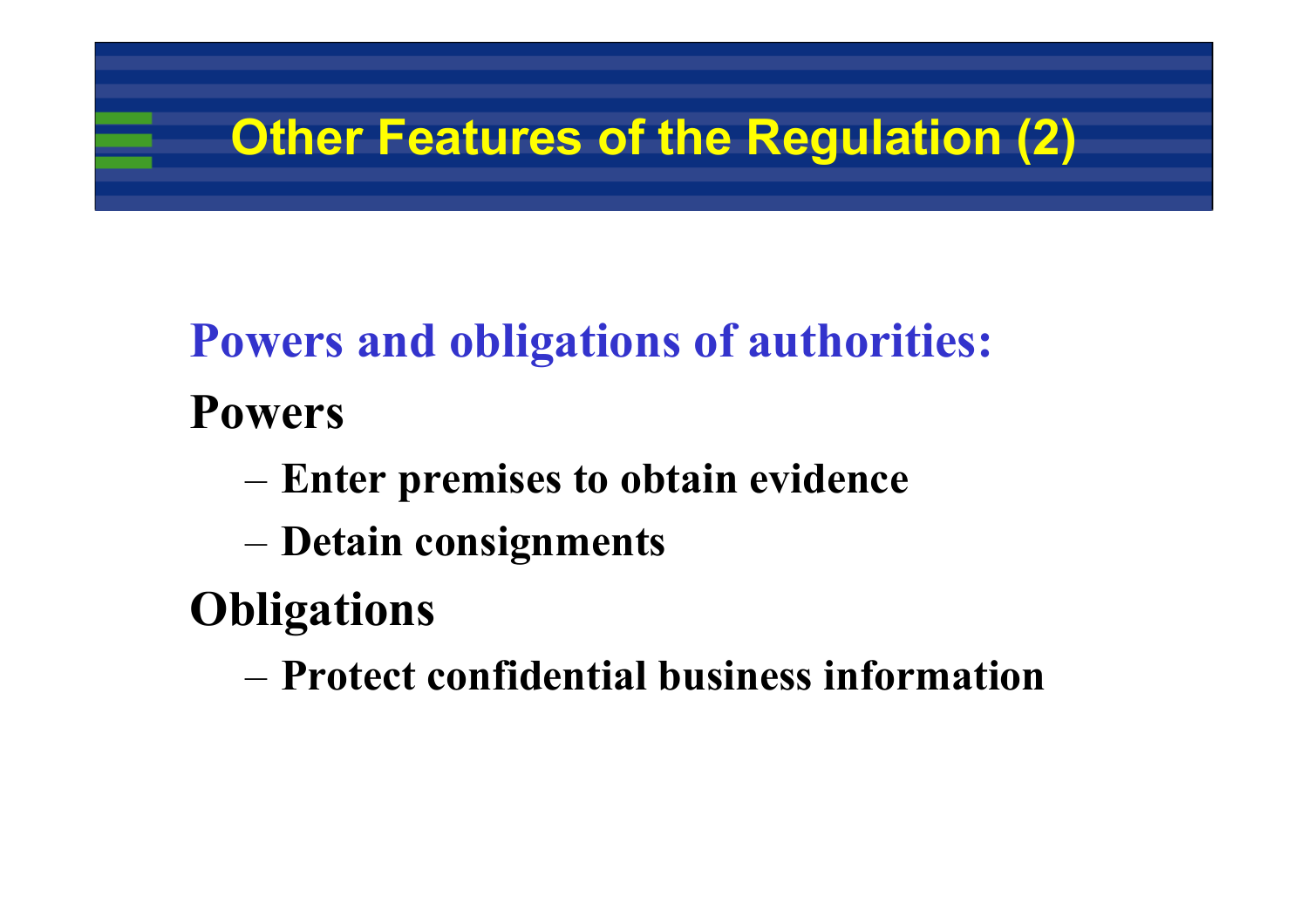# Other Features of the Regulation (2)

## Powers and obligations of authorities:

### Powers

- Enter premises to obtain evidence
- Detain consignments

### Obligations

- Protect confidential business information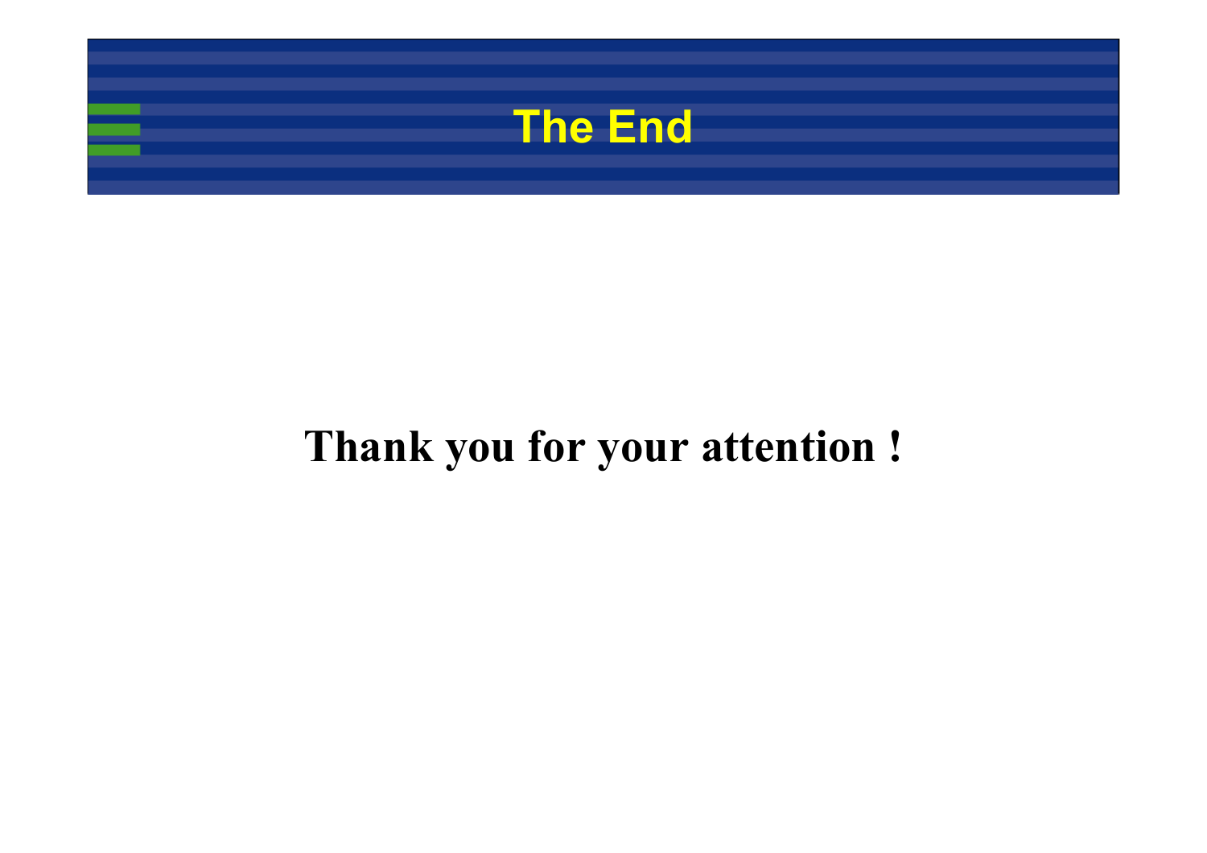# The End

**Thank you for your attention !**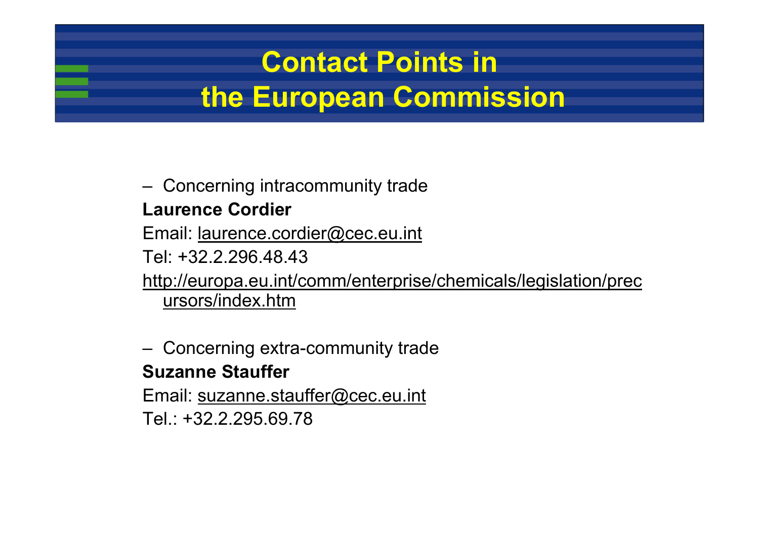# Contact Points in the European Commission

– Concerning intracommunity trade

**Laurence Cordier**

Email: laurence.cordier@cec.eu.int

Tel: +32.2.296.48.43

http://europa.eu.int/comm/enterprise/chemicals/legislation/precursors/index.htm

– Concerning extra-community trade

**Suzanne Stauffer**

Email: suzanne.stauffer@cec.eu.int

Tel.: +32.2.295.69.78